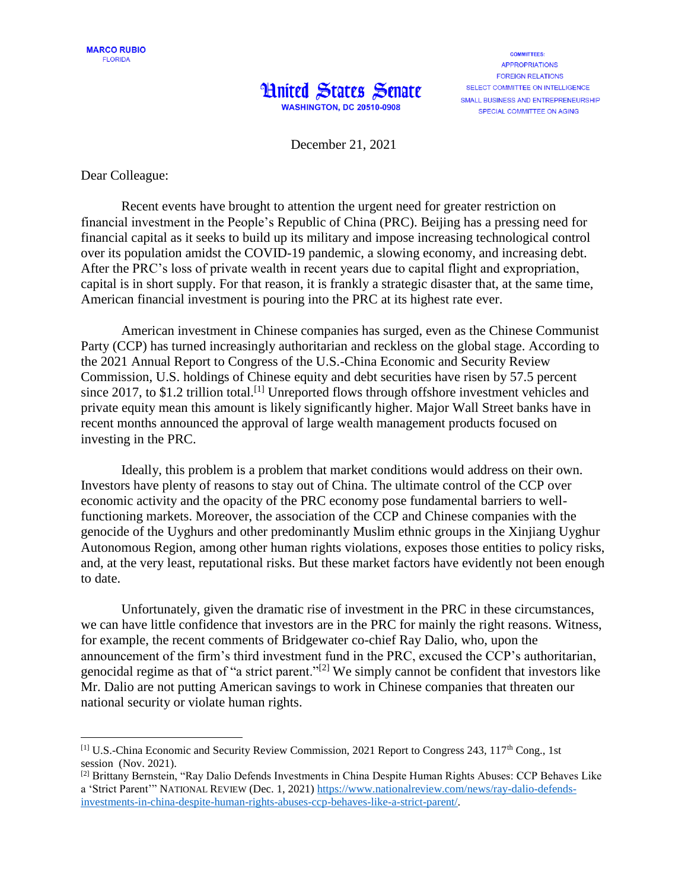MARCO RUBIO
FLORIDA

COMMITTEES:
APPROPRIATIONS
FOREIGN RELATIONS
SELECT COMMITTEE ON INTELLIGENCE
SMALL BUSINESS AND ENTREPRENEURSHIP
SPECIAL COMMITTEE ON AGING

United States Senate
WASHINGTON, DC 20510-0908

December 21, 2021

Dear Colleague:

Recent events have brought to attention the urgent need for greater restriction on financial investment in the People's Republic of China (PRC). Beijing has a pressing need for financial capital as it seeks to build up its military and impose increasing technological control over its population amidst the COVID-19 pandemic, a slowing economy, and increasing debt. After the PRC's loss of private wealth in recent years due to capital flight and expropriation, capital is in short supply. For that reason, it is frankly a strategic disaster that, at the same time, American financial investment is pouring into the PRC at its highest rate ever.

American investment in Chinese companies has surged, even as the Chinese Communist Party (CCP) has turned increasingly authoritarian and reckless on the global stage. According to the 2021 Annual Report to Congress of the U.S.-China Economic and Security Review Commission, U.S. holdings of Chinese equity and debt securities have risen by 57.5 percent since 2017, to $1.2 trillion total.[1] Unreported flows through offshore investment vehicles and private equity mean this amount is likely significantly higher. Major Wall Street banks have in recent months announced the approval of large wealth management products focused on investing in the PRC.

Ideally, this problem is a problem that market conditions would address on their own. Investors have plenty of reasons to stay out of China. The ultimate control of the CCP over economic activity and the opacity of the PRC economy pose fundamental barriers to well-functioning markets. Moreover, the association of the CCP and Chinese companies with the genocide of the Uyghurs and other predominantly Muslim ethnic groups in the Xinjiang Uyghur Autonomous Region, among other human rights violations, exposes those entities to policy risks, and, at the very least, reputational risks. But these market factors have evidently not been enough to date.

Unfortunately, given the dramatic rise of investment in the PRC in these circumstances, we can have little confidence that investors are in the PRC for mainly the right reasons. Witness, for example, the recent comments of Bridgewater co-chief Ray Dalio, who, upon the announcement of the firm's third investment fund in the PRC, excused the CCP's authoritarian, genocidal regime as that of "a strict parent."[2] We simply cannot be confident that investors like Mr. Dalio are not putting American savings to work in Chinese companies that threaten our national security or violate human rights.

---

[1] U.S.-China Economic and Security Review Commission, 2021 Report to Congress 243, 117th Cong., 1st session (Nov. 2021).

[2] Brittany Bernstein, "Ray Dalio Defends Investments in China Despite Human Rights Abuses: CCP Behaves Like a 'Strict Parent'" NATIONAL REVIEW (Dec. 1, 2021) https://www.nationalreview.com/news/ray-dalio-defends-investments-in-china-despite-human-rights-abuses-ccp-behaves-like-a-strict-parent/.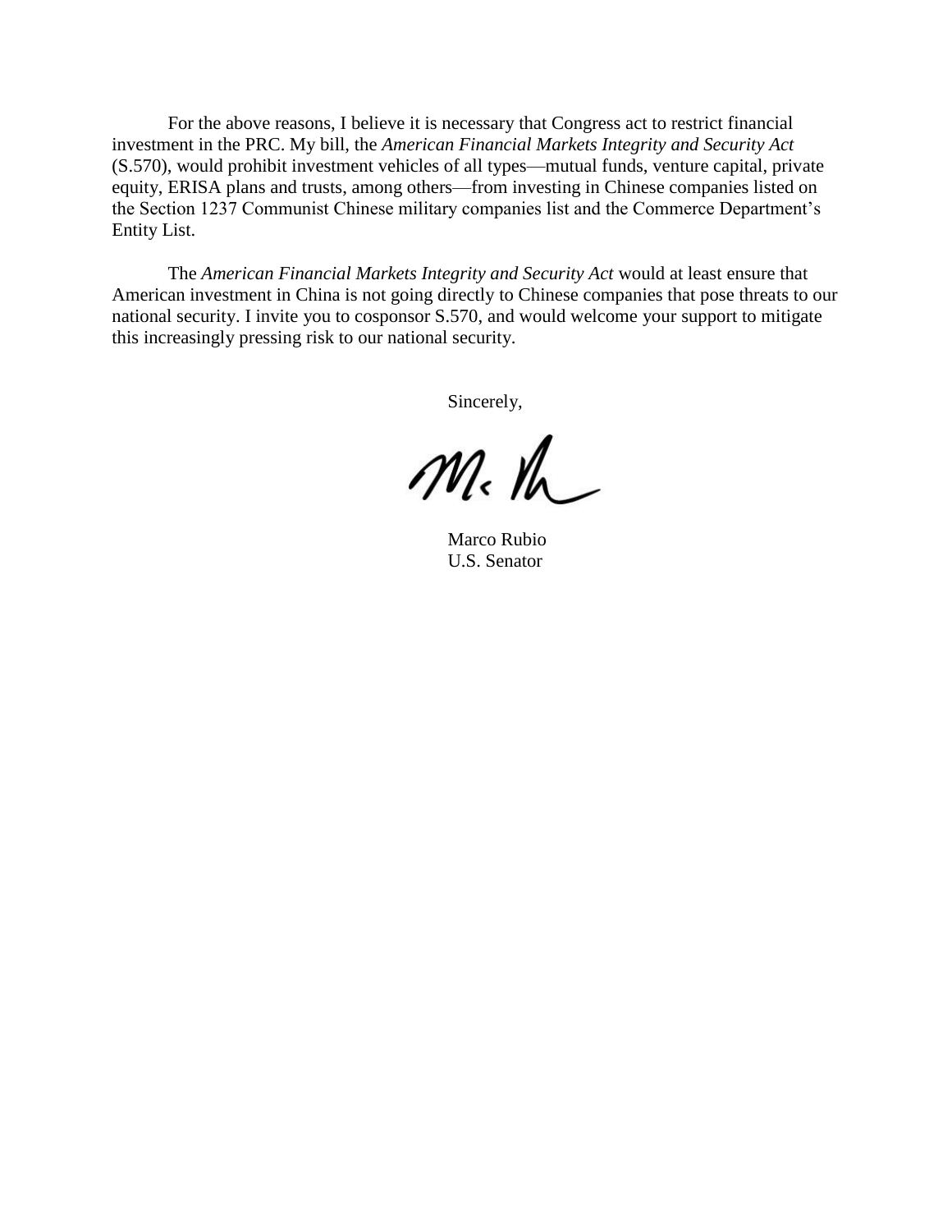For the above reasons, I believe it is necessary that Congress act to restrict financial investment in the PRC. My bill, the *American Financial Markets Integrity and Security Act* (S.570), would prohibit investment vehicles of all types—mutual funds, venture capital, private equity, ERISA plans and trusts, among others—from investing in Chinese companies listed on the Section 1237 Communist Chinese military companies list and the Commerce Department's Entity List.

The *American Financial Markets Integrity and Security Act* would at least ensure that American investment in China is not going directly to Chinese companies that pose threats to our national security. I invite you to cosponsor S.570, and would welcome your support to mitigate this increasingly pressing risk to our national security.

Sincerely,

Marco Rubio
U.S. Senator